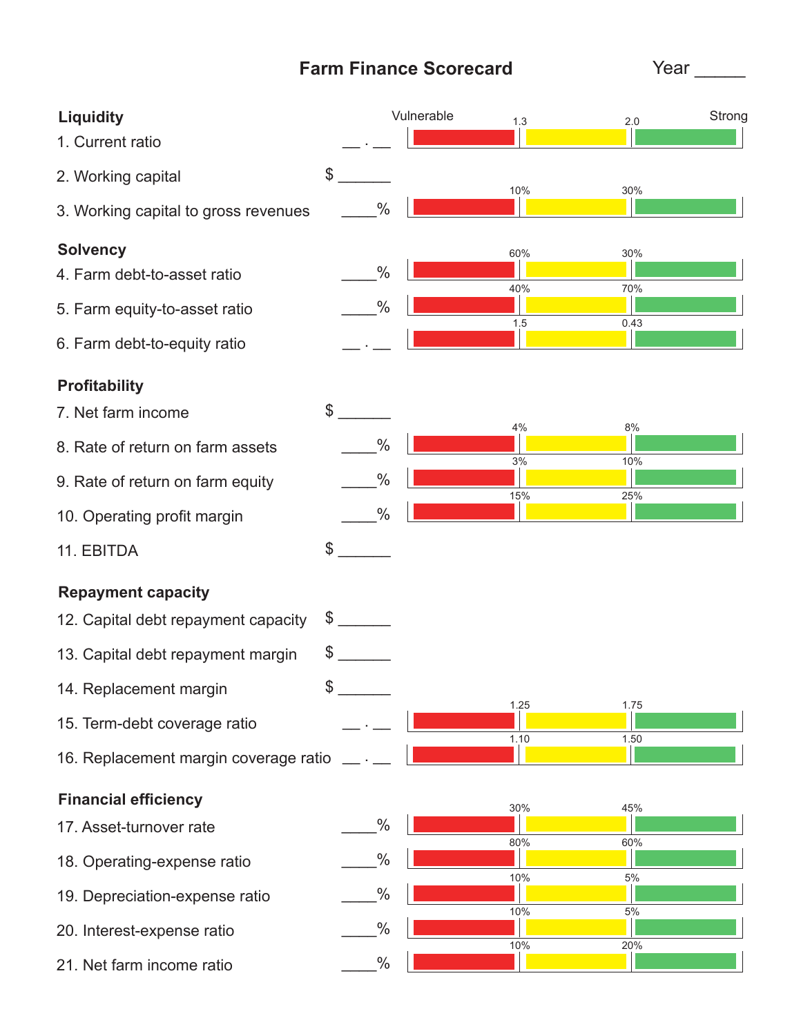# Farm Finance Scorecard

Year _____

| Measure | Value | Vulnerable (red) | Threshold | Caution (yellow) | Threshold | Strong (green) |
|---|---|---|---|---|---|---|
| **Liquidity** | | | | | | |
| 1. Current ratio | __ . __ | | 1.3 | | 2.0 | |
| 2. Working capital | $ _______ | | | | | |
| 3. Working capital to gross revenues | ____% | | 10% | | 30% | |
| **Solvency** | | | | | | |
| 4. Farm debt-to-asset ratio | ____% | | 60% | | 30% | |
| 5. Farm equity-to-asset ratio | ____% | | 40% | | 70% | |
| 6. Farm debt-to-equity ratio | __ . __ | | 1.5 | | 0.43 | |
| **Profitability** | | | | | | |
| 7. Net farm income | $ _______ | | | | | |
| 8. Rate of return on farm assets | ____% | | 4% | | 8% | |
| 9. Rate of return on farm equity | ____% | | 3% | | 10% | |
| 10. Operating profit margin | ____% | | 15% | | 25% | |
| 11. EBITDA | $ _______ | | | | | |
| **Repayment capacity** | | | | | | |
| 12. Capital debt repayment capacity | $ _______ | | | | | |
| 13. Capital debt repayment margin | $ _______ | | | | | |
| 14. Replacement margin | $ _______ | | | | | |
| 15. Term-debt coverage ratio | __ . __ | | 1.25 | | 1.75 | |
| 16. Replacement margin coverage ratio | __ . __ | | 1.10 | | 1.50 | |
| **Financial efficiency** | | | | | | |
| 17. Asset-turnover rate | ____% | | 30% | | 45% | |
| 18. Operating-expense ratio | ____% | | 80% | | 60% | |
| 19. Depreciation-expense ratio | ____% | | 10% | | 5% | |
| 20. Interest-expense ratio | ____% | | 10% | | 5% | |
| 21. Net farm income ratio | ____% | | 10% | | 20% | |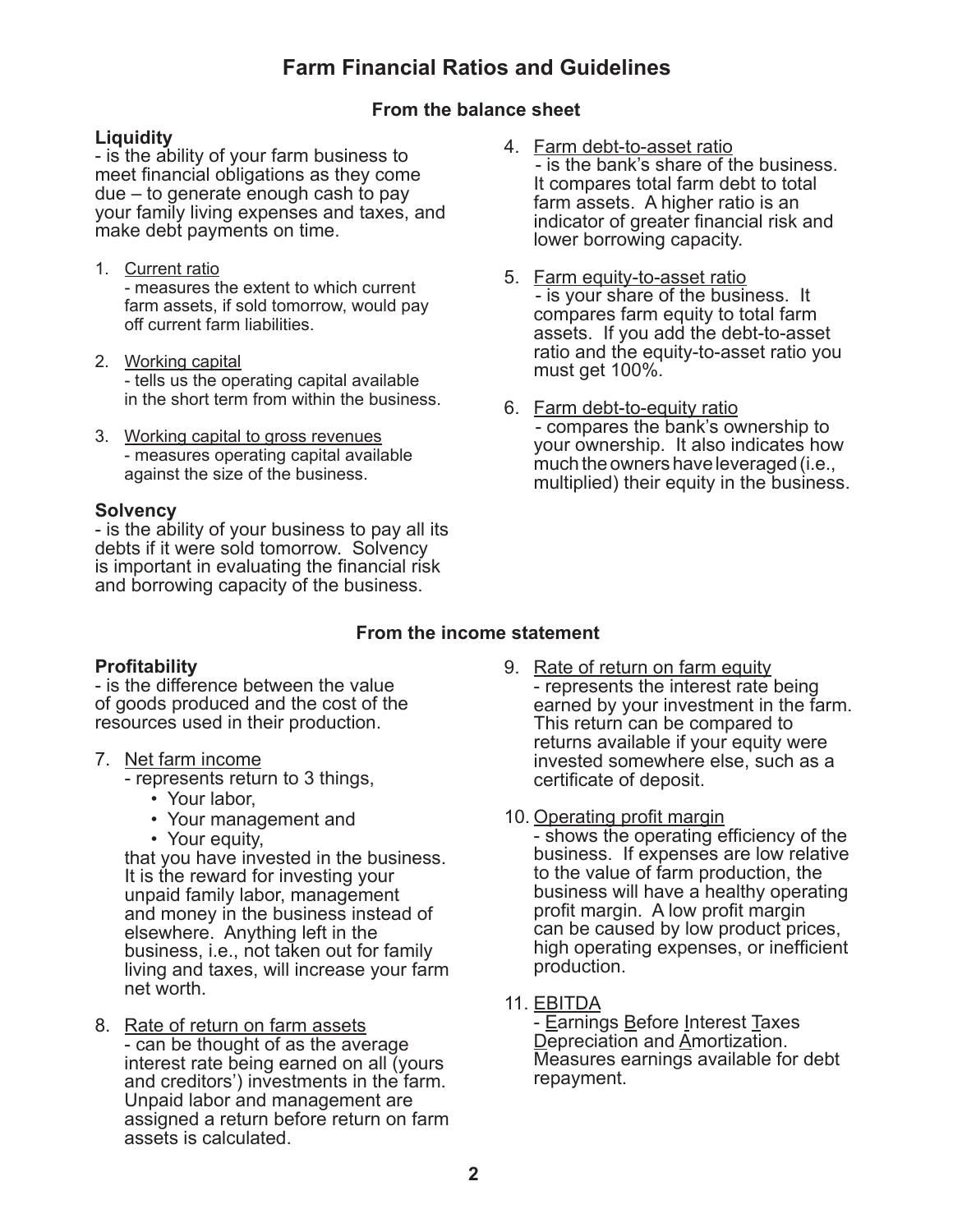# Farm Financial Ratios and Guidelines

## From the balance sheet

### Liquidity

- is the ability of your farm business to meet financial obligations as they come due – to generate enough cash to pay your family living expenses and taxes, and make debt payments on time.

1. Current ratio
   - measures the extent to which current farm assets, if sold tomorrow, would pay off current farm liabilities.

2. Working capital
   - tells us the operating capital available in the short term from within the business.

3. Working capital to gross revenues
   - measures operating capital available against the size of the business.

### Solvency

- is the ability of your business to pay all its debts if it were sold tomorrow. Solvency is important in evaluating the financial risk and borrowing capacity of the business.

4. Farm debt-to-asset ratio
   - is the bank's share of the business. It compares total farm debt to total farm assets. A higher ratio is an indicator of greater financial risk and lower borrowing capacity.

5. Farm equity-to-asset ratio
   - is your share of the business. It compares farm equity to total farm assets. If you add the debt-to-asset ratio and the equity-to-asset ratio you must get 100%.

6. Farm debt-to-equity ratio
   - compares the bank's ownership to your ownership. It also indicates how much the owners have leveraged (i.e., multiplied) their equity in the business.

## From the income statement

### Profitability

- is the difference between the value of goods produced and the cost of the resources used in their production.

7. Net farm income
   - represents return to 3 things,
     - Your labor,
     - Your management and
     - Your equity,

   that you have invested in the business. It is the reward for investing your unpaid family labor, management and money in the business instead of elsewhere. Anything left in the business, i.e., not taken out for family living and taxes, will increase your farm net worth.

8. Rate of return on farm assets
   - can be thought of as the average interest rate being earned on all (yours and creditors') investments in the farm. Unpaid labor and management are assigned a return before return on farm assets is calculated.

9. Rate of return on farm equity
   - represents the interest rate being earned by your investment in the farm. This return can be compared to returns available if your equity were invested somewhere else, such as a certificate of deposit.

10. Operating profit margin
    - shows the operating efficiency of the business. If expenses are low relative to the value of farm production, the business will have a healthy operating profit margin. A low profit margin can be caused by low product prices, high operating expenses, or inefficient production.

11. EBITDA
    - Earnings Before Interest Taxes Depreciation and Amortization. Measures earnings available for debt repayment.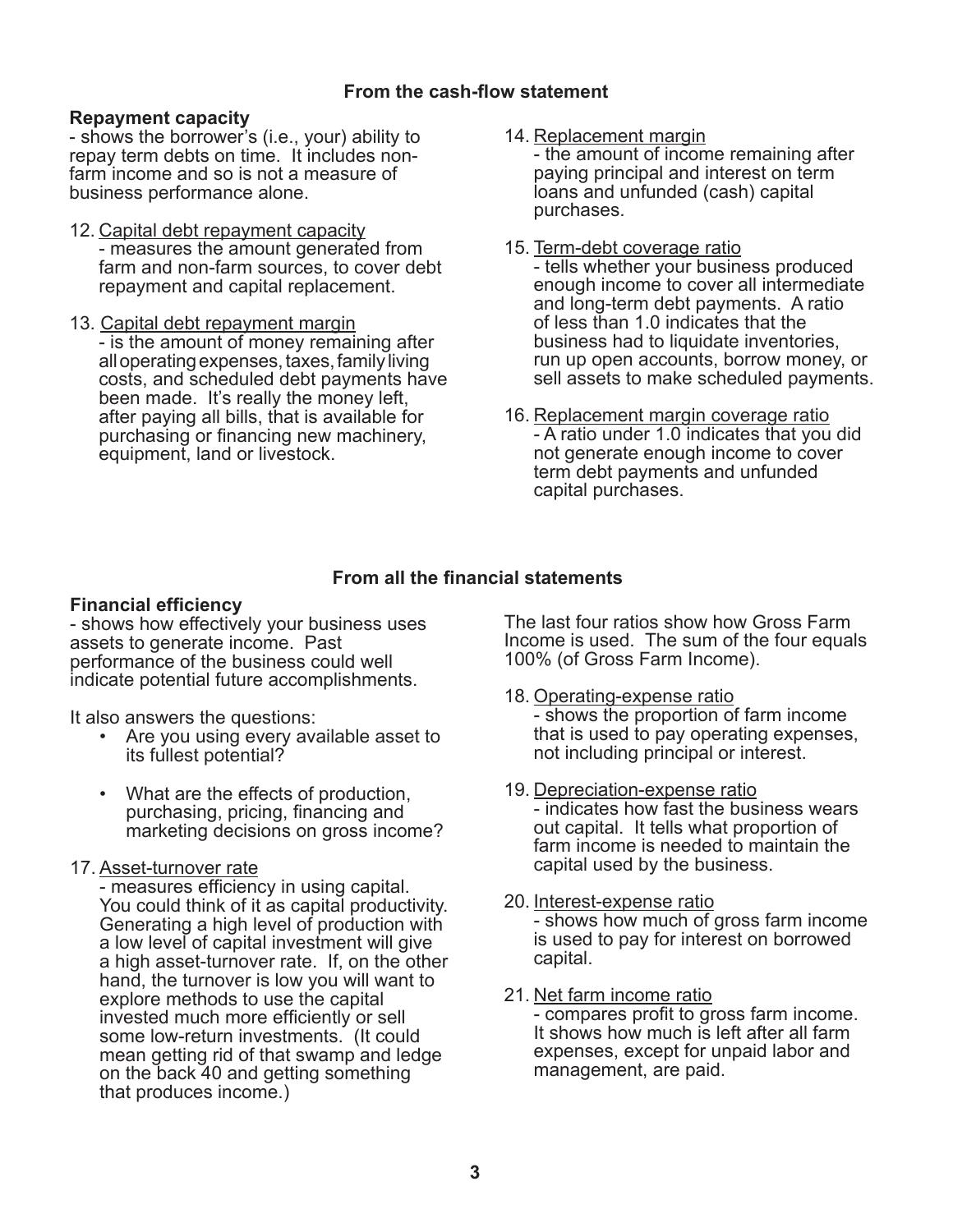## From the cash-flow statement

**Repayment capacity**
- shows the borrower's (i.e., your) ability to repay term debts on time. It includes non-farm income and so is not a measure of business performance alone.

12. <u>Capital debt repayment capacity</u>
    - measures the amount generated from farm and non-farm sources, to cover debt repayment and capital replacement.

13. <u>Capital debt repayment margin</u>
    - is the amount of money remaining after all operating expenses, taxes, family living costs, and scheduled debt payments have been made. It's really the money left, after paying all bills, that is available for purchasing or financing new machinery, equipment, land or livestock.

14. <u>Replacement margin</u>
    - the amount of income remaining after paying principal and interest on term loans and unfunded (cash) capital purchases.

15. <u>Term-debt coverage ratio</u>
    - tells whether your business produced enough income to cover all intermediate and long-term debt payments. A ratio of less than 1.0 indicates that the business had to liquidate inventories, run up open accounts, borrow money, or sell assets to make scheduled payments.

16. <u>Replacement margin coverage ratio</u>
    - A ratio under 1.0 indicates that you did not generate enough income to cover term debt payments and unfunded capital purchases.

## From all the financial statements

**Financial efficiency**
- shows how effectively your business uses assets to generate income. Past performance of the business could well indicate potential future accomplishments.

It also answers the questions:

- Are you using every available asset to its fullest potential?
- What are the effects of production, purchasing, pricing, financing and marketing decisions on gross income?

17. <u>Asset-turnover rate</u>
    - measures efficiency in using capital. You could think of it as capital productivity. Generating a high level of production with a low level of capital investment will give a high asset-turnover rate. If, on the other hand, the turnover is low you will want to explore methods to use the capital invested much more efficiently or sell some low-return investments. (It could mean getting rid of that swamp and ledge on the back 40 and getting something that produces income.)

The last four ratios show how Gross Farm Income is used. The sum of the four equals 100% (of Gross Farm Income).

18. <u>Operating-expense ratio</u>
    - shows the proportion of farm income that is used to pay operating expenses, not including principal or interest.

19. <u>Depreciation-expense ratio</u>
    - indicates how fast the business wears out capital. It tells what proportion of farm income is needed to maintain the capital used by the business.

20. <u>Interest-expense ratio</u>
    - shows how much of gross farm income is used to pay for interest on borrowed capital.

21. <u>Net farm income ratio</u>
    - compares profit to gross farm income. It shows how much is left after all farm expenses, except for unpaid labor and management, are paid.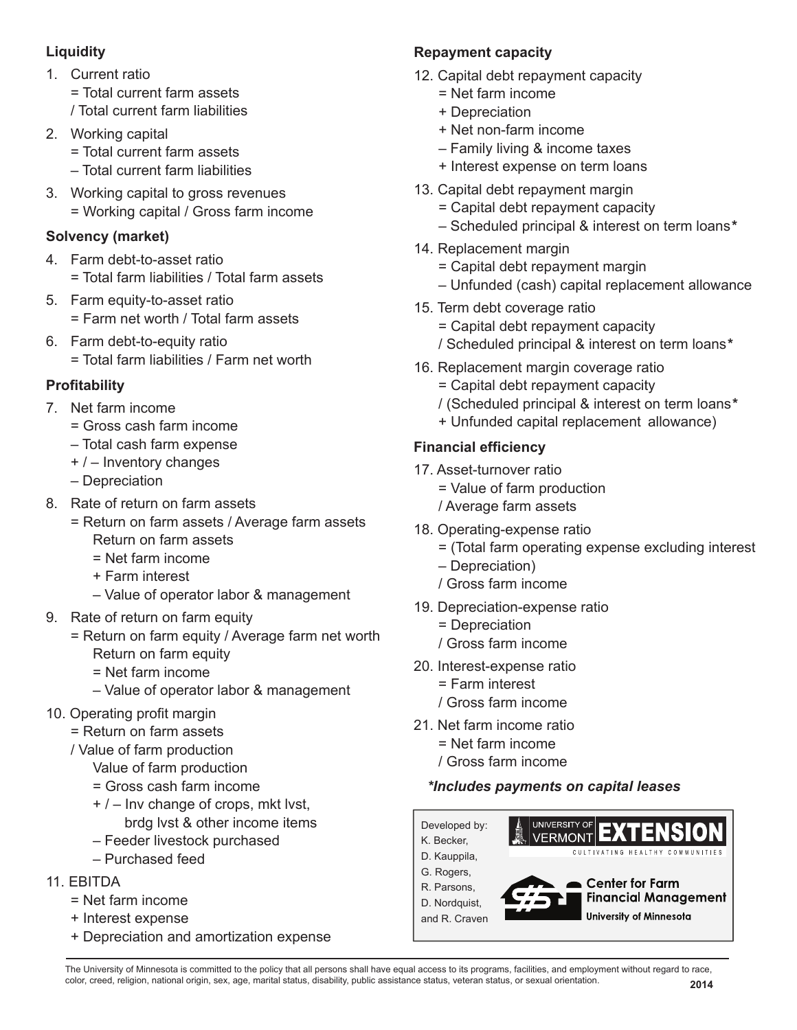**Liquidity**

1. Current ratio
   = Total current farm assets
   / Total current farm liabilities
2. Working capital
   = Total current farm assets
   – Total current farm liabilities
3. Working capital to gross revenues
   = Working capital / Gross farm income

**Solvency (market)**

4. Farm debt-to-asset ratio
   = Total farm liabilities / Total farm assets
5. Farm equity-to-asset ratio
   = Farm net worth / Total farm assets
6. Farm debt-to-equity ratio
   = Total farm liabilities / Farm net worth

**Profitability**

7. Net farm income
   = Gross cash farm income
   – Total cash farm expense
   + / – Inventory changes
   – Depreciation
8. Rate of return on farm assets
   = Return on farm assets / Average farm assets
   Return on farm assets
   = Net farm income
   + Farm interest
   – Value of operator labor & management
9. Rate of return on farm equity
   = Return on farm equity / Average farm net worth
   Return on farm equity
   = Net farm income
   – Value of operator labor & management
10. Operating profit margin
    = Return on farm assets
    / Value of farm production
    Value of farm production
    = Gross cash farm income
    + / – Inv change of crops, mkt lvst, brdg lvst & other income items
    – Feeder livestock purchased
    – Purchased feed
11. EBITDA
    = Net farm income
    + Interest expense
    + Depreciation and amortization expense

**Repayment capacity**

12. Capital debt repayment capacity
    = Net farm income
    + Depreciation
    + Net non-farm income
    – Family living & income taxes
    + Interest expense on term loans
13. Capital debt repayment margin
    = Capital debt repayment capacity
    – Scheduled principal & interest on term loans*
14. Replacement margin
    = Capital debt repayment margin
    – Unfunded (cash) capital replacement allowance
15. Term debt coverage ratio
    = Capital debt repayment capacity
    / Scheduled principal & interest on term loans*
16. Replacement margin coverage ratio
    = Capital debt repayment capacity
    / (Scheduled principal & interest on term loans*
    + Unfunded capital replacement allowance)

**Financial efficiency**

17. Asset-turnover ratio
    = Value of farm production
    / Average farm assets
18. Operating-expense ratio
    = (Total farm operating expense excluding interest
    – Depreciation)
    / Gross farm income
19. Depreciation-expense ratio
    = Depreciation
    / Gross farm income
20. Interest-expense ratio
    = Farm interest
    / Gross farm income
21. Net farm income ratio
    = Net farm income
    / Gross farm income

***Includes payments on capital leases***

Developed by:
K. Becker,
D. Kauppila,
G. Rogers,
R. Parsons,
D. Nordquist,
and R. Craven

University of Vermont EXTENSION
CULTIVATING HEALTHY COMMUNITIES

Center for Farm Financial Management
University of Minnesota

The University of Minnesota is committed to the policy that all persons shall have equal access to its programs, facilities, and employment without regard to race, color, creed, religion, national origin, sex, age, marital status, disability, public assistance status, veteran status, or sexual orientation.

2014